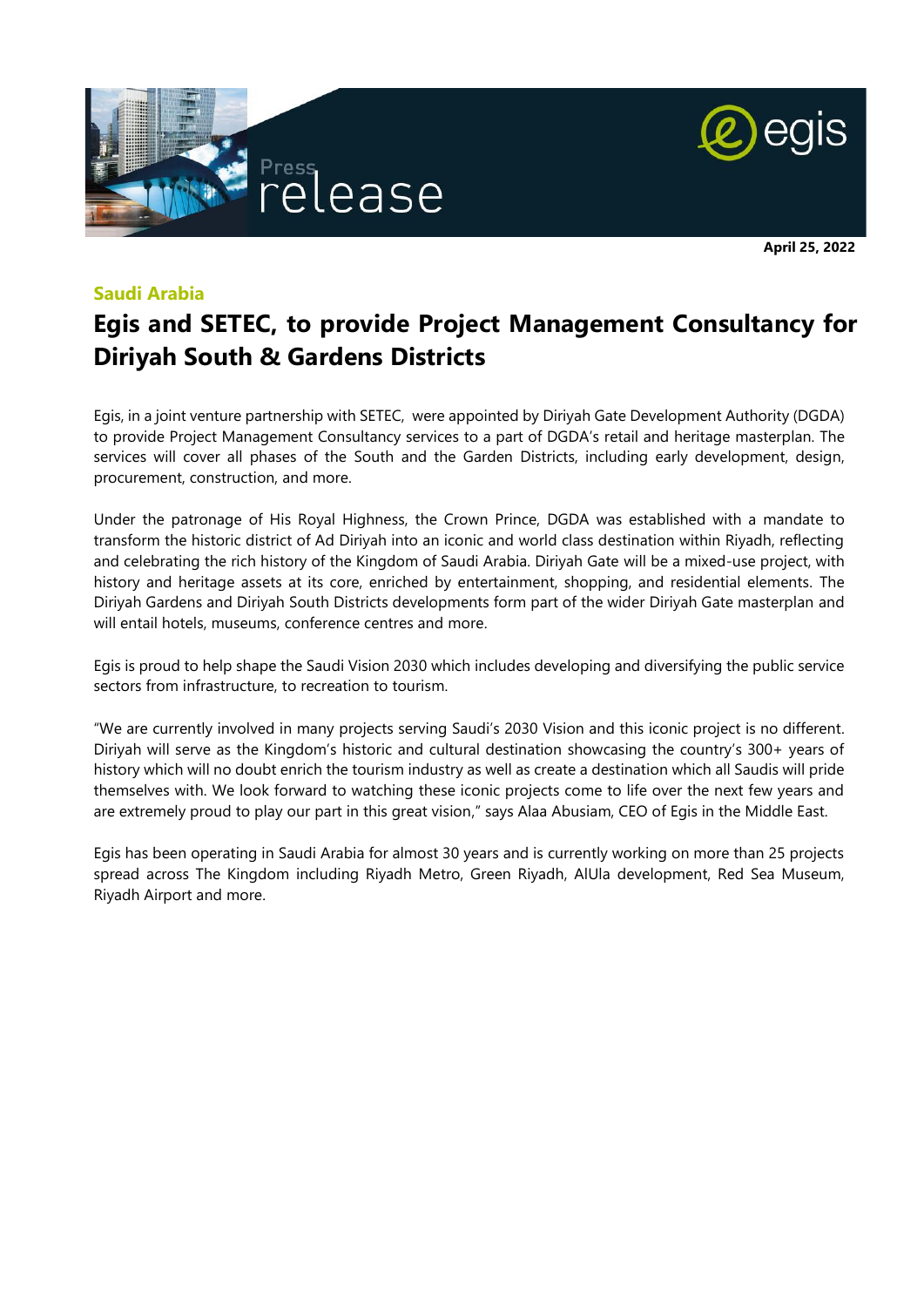Press release

April 25, 2022

### Saudi Arabia

# Egis and SETEC, to provide Project Management Consultancy for Diriyah South & Gardens Districts

Egis, in a joint venture partnership with SETEC, were appointed by Diriyah Gate Development Authority (DGDA) to provide Project Management Consultancy services to a part of DGDA's retail and heritage masterplan. The services will cover all phases of the South and the Garden Districts, including early development, design, procurement, construction, and more.

Under the patronage of His Royal Highness, the Crown Prince, DGDA was established with a mandate to transform the historic district of Ad Diriyah into an iconic and world class destination within Riyadh, reflecting and celebrating the rich history of the Kingdom of Saudi Arabia. Diriyah Gate will be a mixed-use project, with history and heritage assets at its core, enriched by entertainment, shopping, and residential elements. The Diriyah Gardens and Diriyah South Districts developments form part of the wider Diriyah Gate masterplan and will entail hotels, museums, conference centres and more.

Egis is proud to help shape the Saudi Vision 2030 which includes developing and diversifying the public service sectors from infrastructure, to recreation to tourism.

"We are currently involved in many projects serving Saudi's 2030 Vision and this iconic project is no different. Diriyah will serve as the Kingdom's historic and cultural destination showcasing the country's 300+ years of history which will no doubt enrich the tourism industry as well as create a destination which all Saudis will pride themselves with. We look forward to watching these iconic projects come to life over the next few years and are extremely proud to play our part in this great vision," says Alaa Abusiam, CEO of Egis in the Middle East.

Egis has been operating in Saudi Arabia for almost 30 years and is currently working on more than 25 projects spread across The Kingdom including Riyadh Metro, Green Riyadh, AlUla development, Red Sea Museum, Riyadh Airport and more.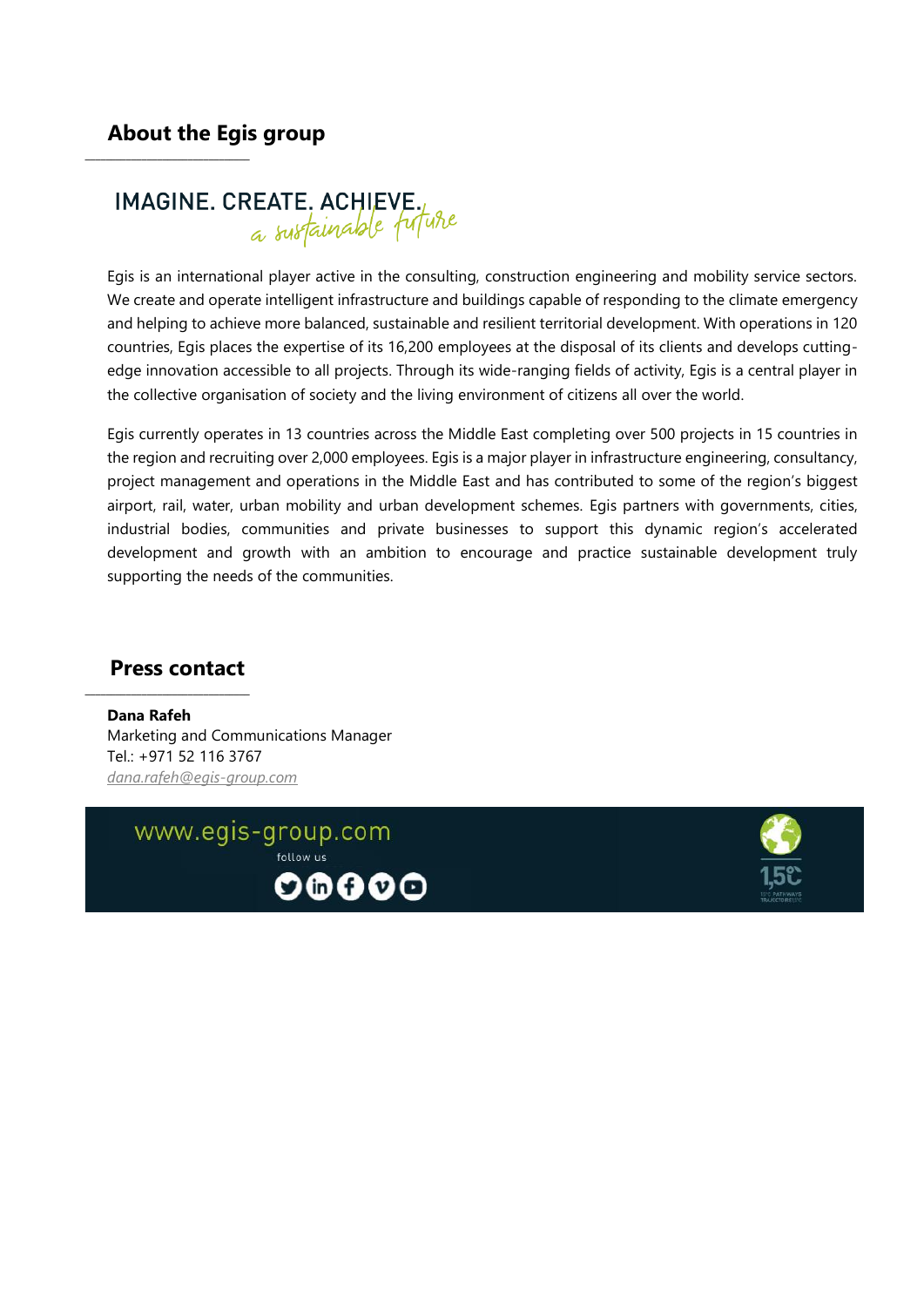## About the Egis group

IMAGINE. CREATE. ACHIEVE. *a sustainable future*

Egis is an international player active in the consulting, construction engineering and mobility service sectors. We create and operate intelligent infrastructure and buildings capable of responding to the climate emergency and helping to achieve more balanced, sustainable and resilient territorial development. With operations in 120 countries, Egis places the expertise of its 16,200 employees at the disposal of its clients and develops cutting-edge innovation accessible to all projects. Through its wide-ranging fields of activity, Egis is a central player in the collective organisation of society and the living environment of citizens all over the world.

Egis currently operates in 13 countries across the Middle East completing over 500 projects in 15 countries in the region and recruiting over 2,000 employees. Egis is a major player in infrastructure engineering, consultancy, project management and operations in the Middle East and has contributed to some of the region's biggest airport, rail, water, urban mobility and urban development schemes. Egis partners with governments, cities, industrial bodies, communities and private businesses to support this dynamic region's accelerated development and growth with an ambition to encourage and practice sustainable development truly supporting the needs of the communities.

## Press contact

**Dana Rafeh**
Marketing and Communications Manager
Tel.: +971 52 116 3767
*dana.rafeh@egis-group.com*

www.egis-group.com
follow us